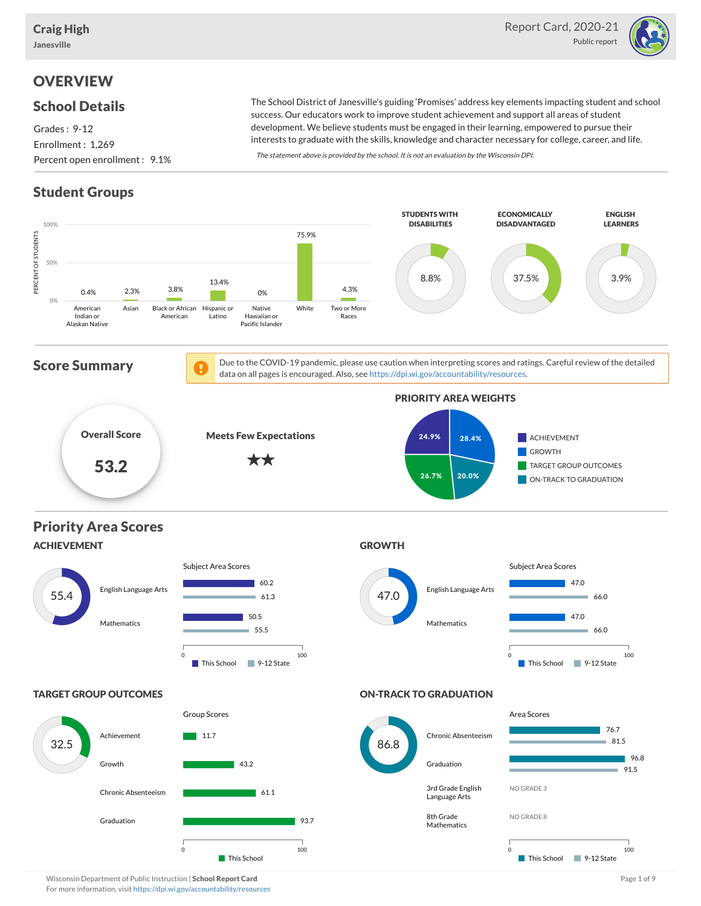**Craig High**
**Janesville**

Report Card, 2020-21
Public report

# OVERVIEW

## School Details

Grades : 9-12
Enrollment : 1,269
Percent open enrollment : 9.1%

The School District of Janesville's guiding 'Promises' address key elements impacting student and school success. Our educators work to improve student achievement and support all areas of student development. We believe students must be engaged in their learning, empowered to pursue their interests to graduate with the skills, knowledge and character necessary for college, career, and life.

*The statement above is provided by the school. It is not an evaluation by the Wisconsin DPI.*

## Student Groups

| Group | Percent of Students |
|---|---|
| American Indian or Alaskan Native | 0.4% |
| Asian | 2.3% |
| Black or African American | 3.8% |
| Hispanic or Latino | 13.4% |
| Native Hawaiian or Pacific Islander | 0% |
| White | 75.9% |
| Two or More Races | 4.3% |

| Students with Disabilities | Economically Disadvantaged | English Learners |
|---|---|---|
| 8.8% | 37.5% | 3.9% |

## Score Summary

Due to the COVID-19 pandemic, please use caution when interpreting scores and ratings. Careful review of the detailed data on all pages is encouraged. Also, see https://dpi.wi.gov/accountability/resources.

**Overall Score**
**53.2**

**Meets Few Expectations**
★★

### PRIORITY AREA WEIGHTS

| Priority Area | Weight |
|---|---|
| Achievement | 24.9% |
| Growth | 28.4% |
| Target Group Outcomes | 26.7% |
| On-Track to Graduation | 20.0% |

## Priority Area Scores

### ACHIEVEMENT

Score: 55.4

| Subject Area Scores | This School | 9-12 State |
|---|---|---|
| English Language Arts | 60.2 | 61.3 |
| Mathematics | 50.5 | 55.5 |

### GROWTH

Score: 47.0

| Subject Area Scores | This School | 9-12 State |
|---|---|---|
| English Language Arts | 47.0 | 66.0 |
| Mathematics | 47.0 | 66.0 |

### TARGET GROUP OUTCOMES

Score: 32.5

| Group Scores | This School |
|---|---|
| Achievement | 11.7 |
| Growth | 43.2 |
| Chronic Absenteeism | 61.1 |
| Graduation | 93.7 |

### ON-TRACK TO GRADUATION

Score: 86.8

| Area Scores | This School | 9-12 State |
|---|---|---|
| Chronic Absenteeism | 76.7 | 81.5 |
| Graduation | 96.8 | 91.5 |
| 3rd Grade English Language Arts | NO GRADE 3 | |
| 8th Grade Mathematics | NO GRADE 8 | |

Wisconsin Department of Public Instruction | **School Report Card**
For more information, visit https://dpi.wi.gov/accountability/resources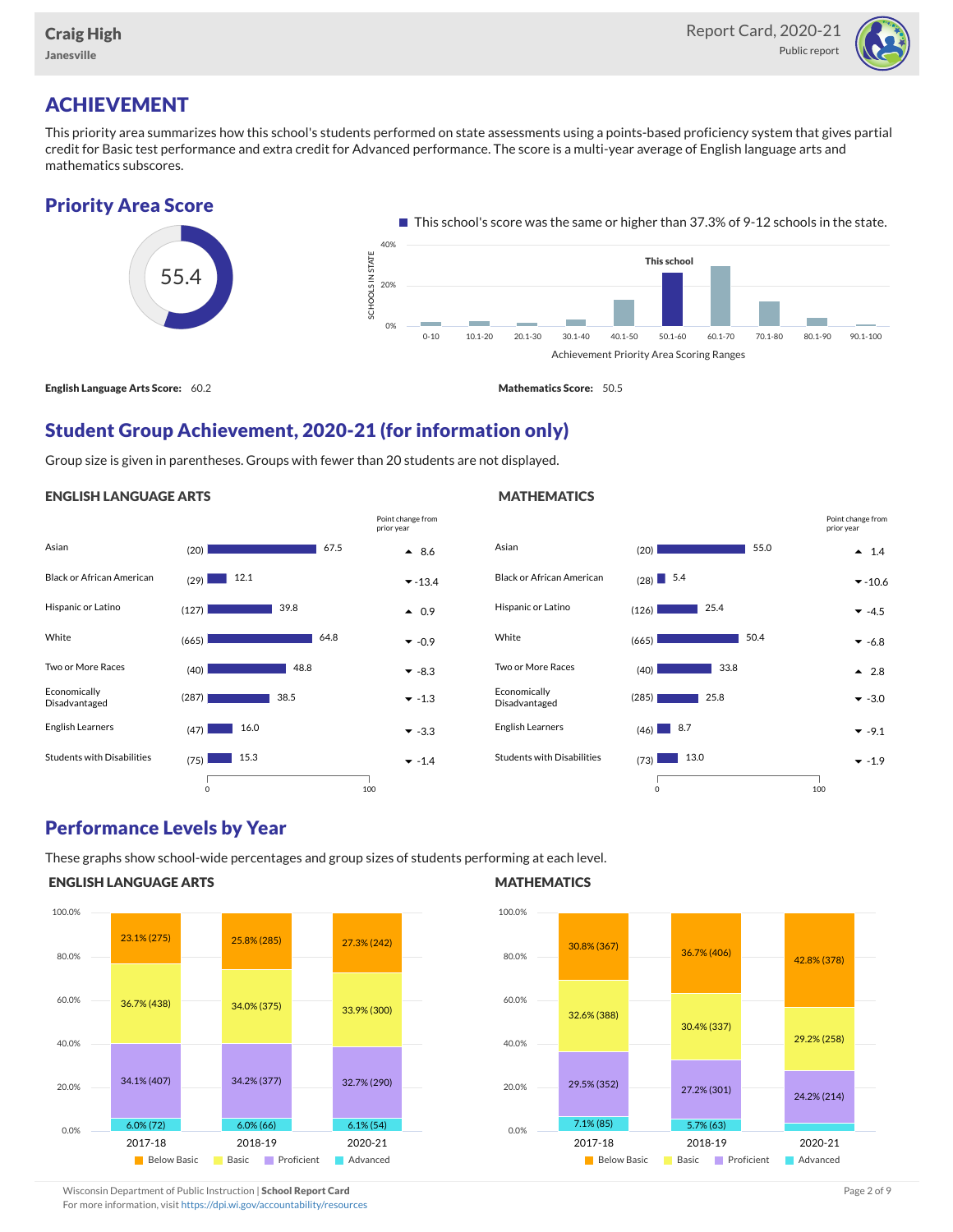Craig High
Janesville

Report Card, 2020-21
Public report

# ACHIEVEMENT

This priority area summarizes how this school's students performed on state assessments using a points-based proficiency system that gives partial credit for Basic test performance and extra credit for Advanced performance. The score is a multi-year average of English language arts and mathematics subscores.

## Priority Area Score

55.4

This school's score was the same or higher than 37.3% of 9-12 schools in the state.

Achievement Priority Area Scoring Ranges: 0-10, 10.1-20, 20.1-30, 30.1-40, 40.1-50, 50.1-60 (This school), 60.1-70, 70.1-80, 80.1-90, 90.1-100

**English Language Arts Score:** 60.2

**Mathematics Score:** 50.5

## Student Group Achievement, 2020-21 (for information only)

Group size is given in parentheses. Groups with fewer than 20 students are not displayed.

### ENGLISH LANGUAGE ARTS

| Group | Size | Score | Point change from prior year |
|---|---|---|---|
| Asian | (20) | 67.5 | ▲ 8.6 |
| Black or African American | (29) | 12.1 | ▼ -13.4 |
| Hispanic or Latino | (127) | 39.8 | ▲ 0.9 |
| White | (665) | 64.8 | ▼ -0.9 |
| Two or More Races | (40) | 48.8 | ▼ -8.3 |
| Economically Disadvantaged | (287) | 38.5 | ▼ -1.3 |
| English Learners | (47) | 16.0 | ▼ -3.3 |
| Students with Disabilities | (75) | 15.3 | ▼ -1.4 |

### MATHEMATICS

| Group | Size | Score | Point change from prior year |
|---|---|---|---|
| Asian | (20) | 55.0 | ▲ 1.4 |
| Black or African American | (28) | 5.4 | ▼ -10.6 |
| Hispanic or Latino | (126) | 25.4 | ▼ -4.5 |
| White | (665) | 50.4 | ▼ -6.8 |
| Two or More Races | (40) | 33.8 | ▲ 2.8 |
| Economically Disadvantaged | (285) | 25.8 | ▼ -3.0 |
| English Learners | (46) | 8.7 | ▼ -9.1 |
| Students with Disabilities | (73) | 13.0 | ▼ -1.9 |

## Performance Levels by Year

These graphs show school-wide percentages and group sizes of students performing at each level.

### ENGLISH LANGUAGE ARTS

| Level | 2017-18 | 2018-19 | 2020-21 |
|---|---|---|---|
| Below Basic | 23.1% (275) | 25.8% (285) | 27.3% (242) |
| Basic | 36.7% (438) | 34.0% (375) | 33.9% (300) |
| Proficient | 34.1% (407) | 34.2% (377) | 32.7% (290) |
| Advanced | 6.0% (72) | 6.0% (66) | 6.1% (54) |

### MATHEMATICS

| Level | 2017-18 | 2018-19 | 2020-21 |
|---|---|---|---|
| Below Basic | 30.8% (367) | 36.7% (406) | 42.8% (378) |
| Basic | 32.6% (388) | 30.4% (337) | 29.2% (258) |
| Proficient | 29.5% (352) | 27.2% (301) | 24.2% (214) |
| Advanced | 7.1% (85) | 5.7% (63) | |

Wisconsin Department of Public Instruction | **School Report Card**
For more information, visit https://dpi.wi.gov/accountability/resources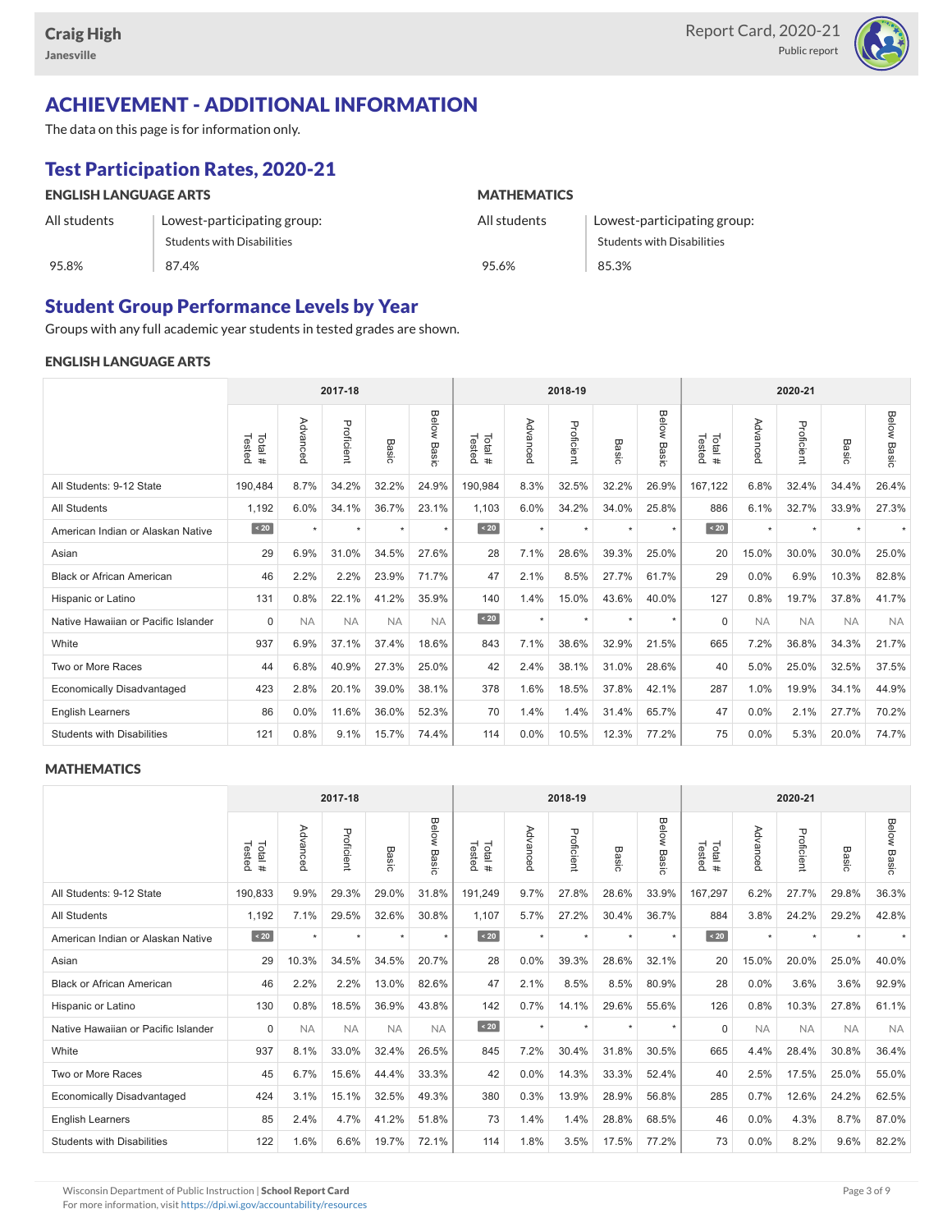Craig High

Janesville

Report Card, 2020-21

Public report

# ACHIEVEMENT - ADDITIONAL INFORMATION

The data on this page is for information only.

## Test Participation Rates, 2020-21

### ENGLISH LANGUAGE ARTS

| All students | Lowest-participating group: Students with Disabilities |
|---|---|
| 95.8% | 87.4% |

### MATHEMATICS

| All students | Lowest-participating group: Students with Disabilities |
|---|---|
| 95.6% | 85.3% |

## Student Group Performance Levels by Year

Groups with any full academic year students in tested grades are shown.

### ENGLISH LANGUAGE ARTS

| | 2017-18 | | | | | 2018-19 | | | | | 2020-21 | | | | |
|---|---|---|---|---|---|---|---|---|---|---|---|---|---|---|---|
| | Total # Tested | Advanced | Proficient | Basic | Below Basic | Total # Tested | Advanced | Proficient | Basic | Below Basic | Total # Tested | Advanced | Proficient | Basic | Below Basic |
| All Students: 9-12 State | 190,484 | 8.7% | 34.2% | 32.2% | 24.9% | 190,984 | 8.3% | 32.5% | 32.2% | 26.9% | 167,122 | 6.8% | 32.4% | 34.4% | 26.4% |
| All Students | 1,192 | 6.0% | 34.1% | 36.7% | 23.1% | 1,103 | 6.0% | 34.2% | 34.0% | 25.8% | 886 | 6.1% | 32.7% | 33.9% | 27.3% |
| American Indian or Alaskan Native | < 20 | * | * | * | * | < 20 | * | * | * | * | < 20 | * | * | * | * |
| Asian | 29 | 6.9% | 31.0% | 34.5% | 27.6% | 28 | 7.1% | 28.6% | 39.3% | 25.0% | 20 | 15.0% | 30.0% | 30.0% | 25.0% |
| Black or African American | 46 | 2.2% | 2.2% | 23.9% | 71.7% | 47 | 2.1% | 8.5% | 27.7% | 61.7% | 29 | 0.0% | 6.9% | 10.3% | 82.8% |
| Hispanic or Latino | 131 | 0.8% | 22.1% | 41.2% | 35.9% | 140 | 1.4% | 15.0% | 43.6% | 40.0% | 127 | 0.8% | 19.7% | 37.8% | 41.7% |
| Native Hawaiian or Pacific Islander | 0 | NA | NA | NA | NA | < 20 | * | * | * | * | 0 | NA | NA | NA | NA |
| White | 937 | 6.9% | 37.1% | 37.4% | 18.6% | 843 | 7.1% | 38.6% | 32.9% | 21.5% | 665 | 7.2% | 36.8% | 34.3% | 21.7% |
| Two or More Races | 44 | 6.8% | 40.9% | 27.3% | 25.0% | 42 | 2.4% | 38.1% | 31.0% | 28.6% | 40 | 5.0% | 25.0% | 32.5% | 37.5% |
| Economically Disadvantaged | 423 | 2.8% | 20.1% | 39.0% | 38.1% | 378 | 1.6% | 18.5% | 37.8% | 42.1% | 287 | 1.0% | 19.9% | 34.1% | 44.9% |
| English Learners | 86 | 0.0% | 11.6% | 36.0% | 52.3% | 70 | 1.4% | 1.4% | 31.4% | 65.7% | 47 | 0.0% | 2.1% | 27.7% | 70.2% |
| Students with Disabilities | 121 | 0.8% | 9.1% | 15.7% | 74.4% | 114 | 0.0% | 10.5% | 12.3% | 77.2% | 75 | 0.0% | 5.3% | 20.0% | 74.7% |

### MATHEMATICS

| | 2017-18 | | | | | 2018-19 | | | | | 2020-21 | | | | |
|---|---|---|---|---|---|---|---|---|---|---|---|---|---|---|---|
| | Total # Tested | Advanced | Proficient | Basic | Below Basic | Total # Tested | Advanced | Proficient | Basic | Below Basic | Total # Tested | Advanced | Proficient | Basic | Below Basic |
| All Students: 9-12 State | 190,833 | 9.9% | 29.3% | 29.0% | 31.8% | 191,249 | 9.7% | 27.8% | 28.6% | 33.9% | 167,297 | 6.2% | 27.7% | 29.8% | 36.3% |
| All Students | 1,192 | 7.1% | 29.5% | 32.6% | 30.8% | 1,107 | 5.7% | 27.2% | 30.4% | 36.7% | 884 | 3.8% | 24.2% | 29.2% | 42.8% |
| American Indian or Alaskan Native | < 20 | * | * | * | * | < 20 | * | * | * | * | < 20 | * | * | * | * |
| Asian | 29 | 10.3% | 34.5% | 34.5% | 20.7% | 28 | 0.0% | 39.3% | 28.6% | 32.1% | 20 | 15.0% | 20.0% | 25.0% | 40.0% |
| Black or African American | 46 | 2.2% | 2.2% | 13.0% | 82.6% | 47 | 2.1% | 8.5% | 8.5% | 80.9% | 28 | 0.0% | 3.6% | 3.6% | 92.9% |
| Hispanic or Latino | 130 | 0.8% | 18.5% | 36.9% | 43.8% | 142 | 0.7% | 14.1% | 29.6% | 55.6% | 126 | 0.8% | 10.3% | 27.8% | 61.1% |
| Native Hawaiian or Pacific Islander | 0 | NA | NA | NA | NA | < 20 | * | * | * | * | 0 | NA | NA | NA | NA |
| White | 937 | 8.1% | 33.0% | 32.4% | 26.5% | 845 | 7.2% | 30.4% | 31.8% | 30.5% | 665 | 4.4% | 28.4% | 30.8% | 36.4% |
| Two or More Races | 45 | 6.7% | 15.6% | 44.4% | 33.3% | 42 | 0.0% | 14.3% | 33.3% | 52.4% | 40 | 2.5% | 17.5% | 25.0% | 55.0% |
| Economically Disadvantaged | 424 | 3.1% | 15.1% | 32.5% | 49.3% | 380 | 0.3% | 13.9% | 28.9% | 56.8% | 285 | 0.7% | 12.6% | 24.2% | 62.5% |
| English Learners | 85 | 2.4% | 4.7% | 41.2% | 51.8% | 73 | 1.4% | 1.4% | 28.8% | 68.5% | 46 | 0.0% | 4.3% | 8.7% | 87.0% |
| Students with Disabilities | 122 | 1.6% | 6.6% | 19.7% | 72.1% | 114 | 1.8% | 3.5% | 17.5% | 77.2% | 73 | 0.0% | 8.2% | 9.6% | 82.2% |

Wisconsin Department of Public Instruction | **School Report Card**
For more information, visit https://dpi.wi.gov/accountability/resources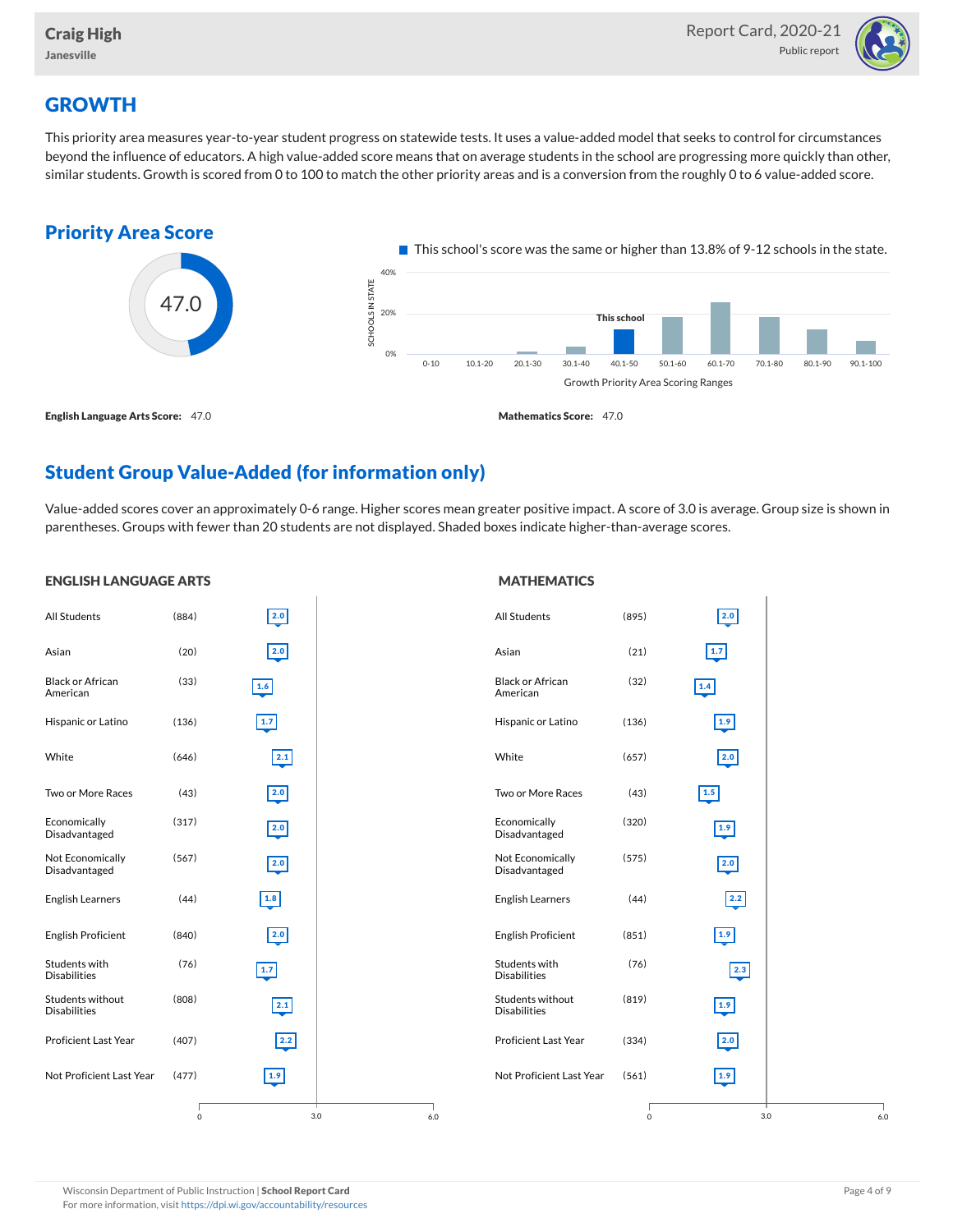# GROWTH

This priority area measures year-to-year student progress on statewide tests. It uses a value-added model that seeks to control for circumstances beyond the influence of educators. A high value-added score means that on average students in the school are progressing more quickly than other, similar students. Growth is scored from 0 to 100 to match the other priority areas and is a conversion from the roughly 0 to 6 value-added score.

## Priority Area Score

47.0

This school's score was the same or higher than 13.8% of 9-12 schools in the state.

Growth Priority Area Scoring Ranges: 0-10, 10.1-20, 20.1-30, 30.1-40, 40.1-50 (This school), 50.1-60, 60.1-70, 70.1-80, 80.1-90, 90.1-100

**English Language Arts Score:** 47.0

**Mathematics Score:** 47.0

## Student Group Value-Added (for information only)

Value-added scores cover an approximately 0-6 range. Higher scores mean greater positive impact. A score of 3.0 is average. Group size is shown in parentheses. Groups with fewer than 20 students are not displayed. Shaded boxes indicate higher-than-average scores.

### ENGLISH LANGUAGE ARTS

| Group | Size | Value-Added |
|---|---|---|
| All Students | (884) | 2.0 |
| Asian | (20) | 2.0 |
| Black or African American | (33) | 1.6 |
| Hispanic or Latino | (136) | 1.7 |
| White | (646) | 2.1 |
| Two or More Races | (43) | 2.0 |
| Economically Disadvantaged | (317) | 2.0 |
| Not Economically Disadvantaged | (567) | 2.0 |
| English Learners | (44) | 1.8 |
| English Proficient | (840) | 2.0 |
| Students with Disabilities | (76) | 1.7 |
| Students without Disabilities | (808) | 2.1 |
| Proficient Last Year | (407) | 2.2 |
| Not Proficient Last Year | (477) | 1.9 |

### MATHEMATICS

| Group | Size | Value-Added |
|---|---|---|
| All Students | (895) | 2.0 |
| Asian | (21) | 1.7 |
| Black or African American | (32) | 1.4 |
| Hispanic or Latino | (136) | 1.9 |
| White | (657) | 2.0 |
| Two or More Races | (43) | 1.5 |
| Economically Disadvantaged | (320) | 1.9 |
| Not Economically Disadvantaged | (575) | 2.0 |
| English Learners | (44) | 2.2 |
| English Proficient | (851) | 1.9 |
| Students with Disabilities | (76) | 2.3 |
| Students without Disabilities | (819) | 1.9 |
| Proficient Last Year | (334) | 2.0 |
| Not Proficient Last Year | (561) | 1.9 |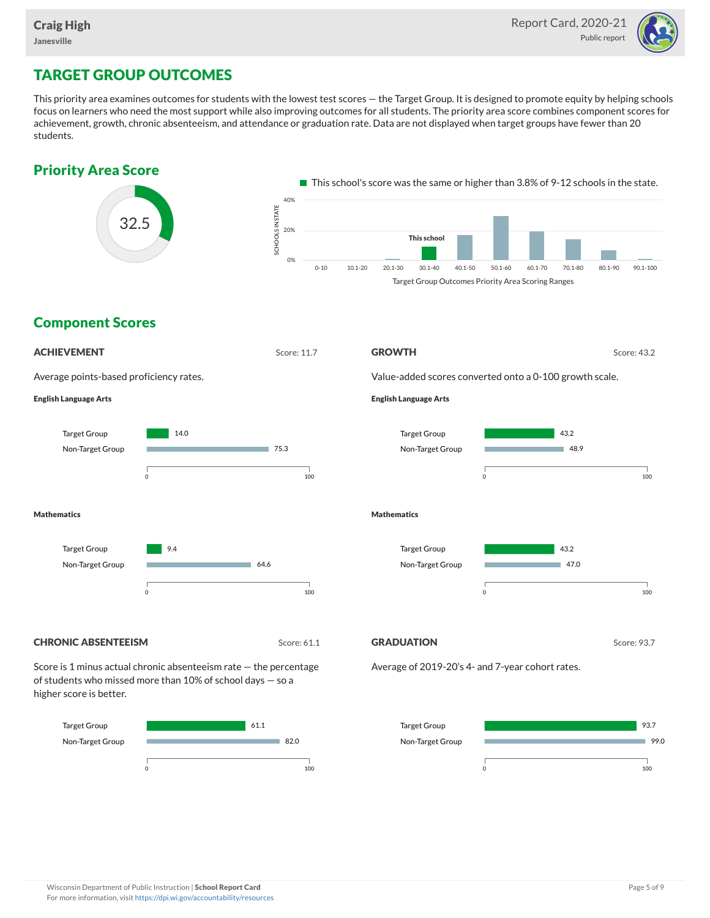## TARGET GROUP OUTCOMES

This priority area examines outcomes for students with the lowest test scores — the Target Group. It is designed to promote equity by helping schools focus on learners who need the most support while also improving outcomes for all students. The priority area score combines component scores for achievement, growth, chronic absenteeism, and attendance or graduation rate. Data are not displayed when target groups have fewer than 20 students.

### Priority Area Score

32.5

This school's score was the same or higher than 3.8% of 9-12 schools in the state.

Target Group Outcomes Priority Area Scoring Ranges (This school: 30.1-40)

### Component Scores

#### ACHIEVEMENT

Score: 11.7

Average points-based proficiency rates.

**English Language Arts**

| | Score |
|---|---|
| Target Group | 14.0 |
| Non-Target Group | 75.3 |

**Mathematics**

| | Score |
|---|---|
| Target Group | 9.4 |
| Non-Target Group | 64.6 |

#### GROWTH

Score: 43.2

Value-added scores converted onto a 0-100 growth scale.

**English Language Arts**

| | Score |
|---|---|
| Target Group | 43.2 |
| Non-Target Group | 48.9 |

**Mathematics**

| | Score |
|---|---|
| Target Group | 43.2 |
| Non-Target Group | 47.0 |

#### CHRONIC ABSENTEEISM

Score: 61.1

Score is 1 minus actual chronic absenteeism rate — the percentage of students who missed more than 10% of school days — so a higher score is better.

| | Score |
|---|---|
| Target Group | 61.1 |
| Non-Target Group | 82.0 |

#### GRADUATION

Score: 93.7

Average of 2019-20's 4- and 7-year cohort rates.

| | Score |
|---|---|
| Target Group | 93.7 |
| Non-Target Group | 99.0 |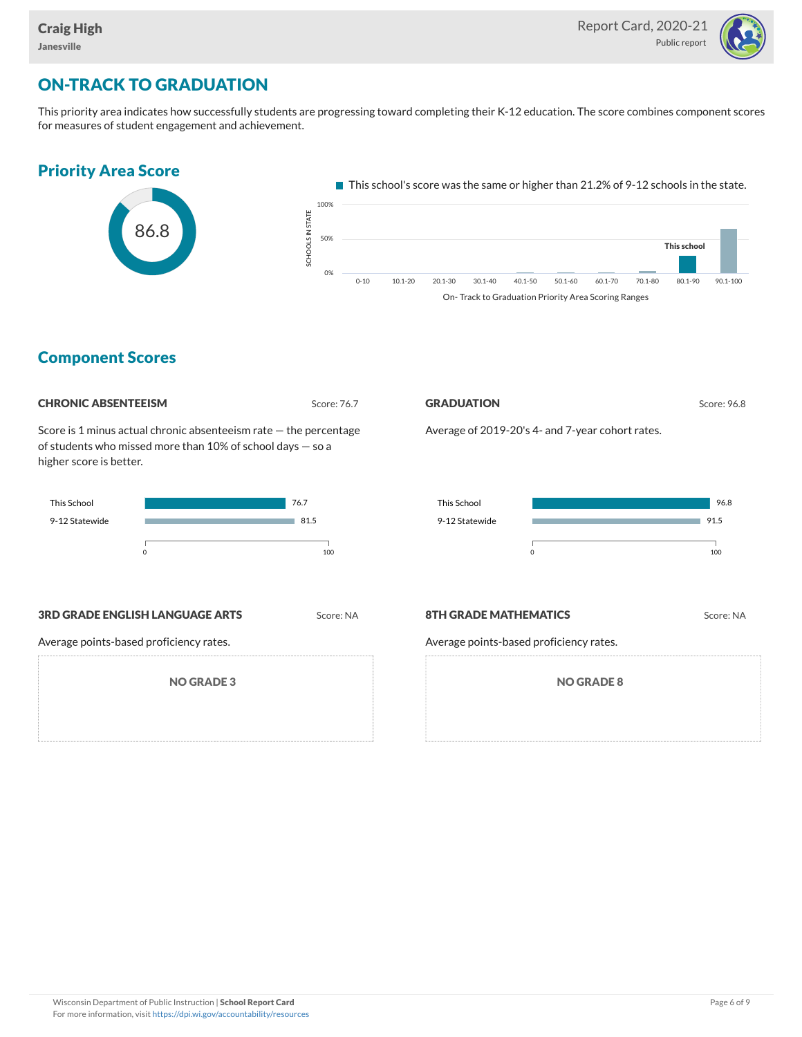## ON-TRACK TO GRADUATION

This priority area indicates how successfully students are progressing toward completing their K-12 education. The score combines component scores for measures of student engagement and achievement.

### Priority Area Score

86.8

This school's score was the same or higher than 21.2% of 9-12 schools in the state.

On- Track to Graduation Priority Area Scoring Ranges: 0-10, 10.1-20, 20.1-30, 30.1-40, 40.1-50, 50.1-60, 60.1-70, 70.1-80, 80.1-90 (This school), 90.1-100

### Component Scores

#### CHRONIC ABSENTEEISM

Score: 76.7

Score is 1 minus actual chronic absenteeism rate — the percentage of students who missed more than 10% of school days — so a higher score is better.

| | |
|---|---|
| This School | 76.7 |
| 9-12 Statewide | 81.5 |

#### GRADUATION

Score: 96.8

Average of 2019-20's 4- and 7-year cohort rates.

| | |
|---|---|
| This School | 96.8 |
| 9-12 Statewide | 91.5 |

#### 3RD GRADE ENGLISH LANGUAGE ARTS

Score: NA

Average points-based proficiency rates.

NO GRADE 3

#### 8TH GRADE MATHEMATICS

Score: NA

Average points-based proficiency rates.

NO GRADE 8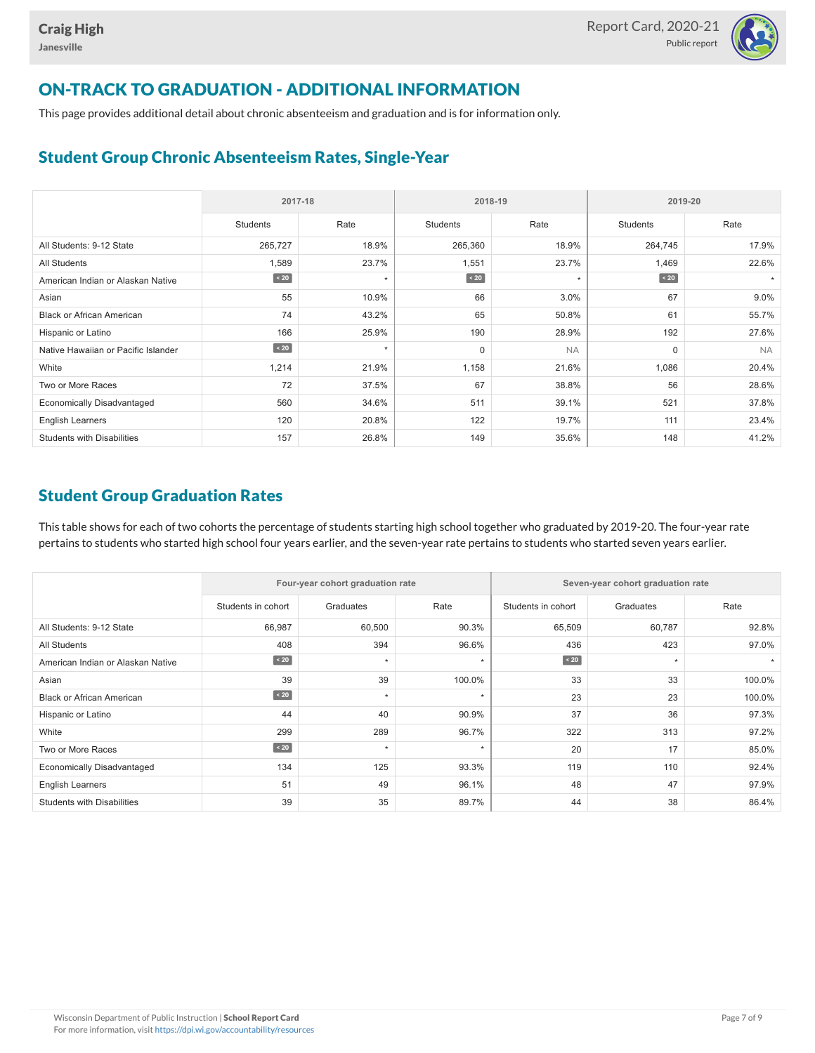Craig High

Janesville

Report Card, 2020-21

Public report

# ON-TRACK TO GRADUATION - ADDITIONAL INFORMATION

This page provides additional detail about chronic absenteeism and graduation and is for information only.

## Student Group Chronic Absenteeism Rates, Single-Year

| | 2017-18 | | 2018-19 | | 2019-20 | |
|---|---|---|---|---|---|---|
| | Students | Rate | Students | Rate | Students | Rate |
| All Students: 9-12 State | 265,727 | 18.9% | 265,360 | 18.9% | 264,745 | 17.9% |
| All Students | 1,589 | 23.7% | 1,551 | 23.7% | 1,469 | 22.6% |
| American Indian or Alaskan Native | < 20 | * | < 20 | * | < 20 | * |
| Asian | 55 | 10.9% | 66 | 3.0% | 67 | 9.0% |
| Black or African American | 74 | 43.2% | 65 | 50.8% | 61 | 55.7% |
| Hispanic or Latino | 166 | 25.9% | 190 | 28.9% | 192 | 27.6% |
| Native Hawaiian or Pacific Islander | < 20 | * | 0 | NA | 0 | NA |
| White | 1,214 | 21.9% | 1,158 | 21.6% | 1,086 | 20.4% |
| Two or More Races | 72 | 37.5% | 67 | 38.8% | 56 | 28.6% |
| Economically Disadvantaged | 560 | 34.6% | 511 | 39.1% | 521 | 37.8% |
| English Learners | 120 | 20.8% | 122 | 19.7% | 111 | 23.4% |
| Students with Disabilities | 157 | 26.8% | 149 | 35.6% | 148 | 41.2% |

## Student Group Graduation Rates

This table shows for each of two cohorts the percentage of students starting high school together who graduated by 2019-20. The four-year rate pertains to students who started high school four years earlier, and the seven-year rate pertains to students who started seven years earlier.

| | Four-year cohort graduation rate | | | Seven-year cohort graduation rate | | |
|---|---|---|---|---|---|---|
| | Students in cohort | Graduates | Rate | Students in cohort | Graduates | Rate |
| All Students: 9-12 State | 66,987 | 60,500 | 90.3% | 65,509 | 60,787 | 92.8% |
| All Students | 408 | 394 | 96.6% | 436 | 423 | 97.0% |
| American Indian or Alaskan Native | < 20 | * | * | < 20 | * | * |
| Asian | 39 | 39 | 100.0% | 33 | 33 | 100.0% |
| Black or African American | < 20 | * | * | 23 | 23 | 100.0% |
| Hispanic or Latino | 44 | 40 | 90.9% | 37 | 36 | 97.3% |
| White | 299 | 289 | 96.7% | 322 | 313 | 97.2% |
| Two or More Races | < 20 | * | * | 20 | 17 | 85.0% |
| Economically Disadvantaged | 134 | 125 | 93.3% | 119 | 110 | 92.4% |
| English Learners | 51 | 49 | 96.1% | 48 | 47 | 97.9% |
| Students with Disabilities | 39 | 35 | 89.7% | 44 | 38 | 86.4% |

Wisconsin Department of Public Instruction | **School Report Card**
For more information, visit https://dpi.wi.gov/accountability/resources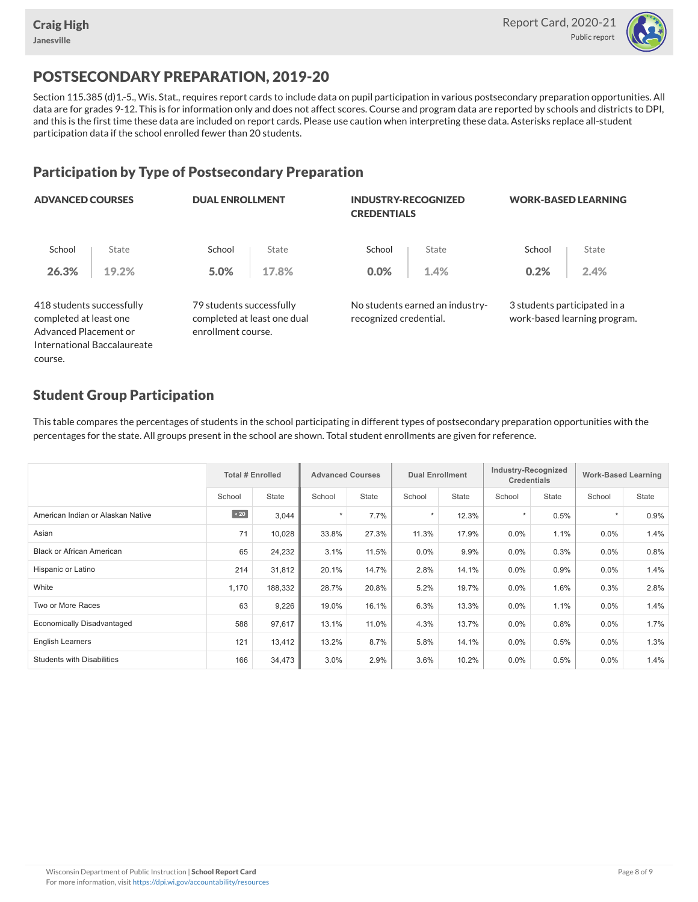# POSTSECONDARY PREPARATION, 2019-20

Section 115.385 (d)1.-5., Wis. Stat., requires report cards to include data on pupil participation in various postsecondary preparation opportunities. All data are for grades 9-12. This is for information only and does not affect scores. Course and program data are reported by schools and districts to DPI, and this is the first time these data are included on report cards. Please use caution when interpreting these data. Asterisks replace all-student participation data if the school enrolled fewer than 20 students.

## Participation by Type of Postsecondary Preparation

### ADVANCED COURSES

| School | State |
|---|---|
| **26.3%** | **19.2%** |

418 students successfully completed at least one Advanced Placement or International Baccalaureate course.

### DUAL ENROLLMENT

| School | State |
|---|---|
| **5.0%** | **17.8%** |

79 students successfully completed at least one dual enrollment course.

### INDUSTRY-RECOGNIZED CREDENTIALS

| School | State |
|---|---|
| **0.0%** | **1.4%** |

No students earned an industry-recognized credential.

### WORK-BASED LEARNING

| School | State |
|---|---|
| **0.2%** | **2.4%** |

3 students participated in a work-based learning program.

## Student Group Participation

This table compares the percentages of students in the school participating in different types of postsecondary preparation opportunities with the percentages for the state. All groups present in the school are shown. Total student enrollments are given for reference.

| | Total # Enrolled | | Advanced Courses | | Dual Enrollment | | Industry-Recognized Credentials | | Work-Based Learning | |
|---|---|---|---|---|---|---|---|---|---|---|
| | School | State | School | State | School | State | School | State | School | State |
| American Indian or Alaskan Native | < 20 | 3,044 | * | 7.7% | * | 12.3% | * | 0.5% | * | 0.9% |
| Asian | 71 | 10,028 | 33.8% | 27.3% | 11.3% | 17.9% | 0.0% | 1.1% | 0.0% | 1.4% |
| Black or African American | 65 | 24,232 | 3.1% | 11.5% | 0.0% | 9.9% | 0.0% | 0.3% | 0.0% | 0.8% |
| Hispanic or Latino | 214 | 31,812 | 20.1% | 14.7% | 2.8% | 14.1% | 0.0% | 0.9% | 0.0% | 1.4% |
| White | 1,170 | 188,332 | 28.7% | 20.8% | 5.2% | 19.7% | 0.0% | 1.6% | 0.3% | 2.8% |
| Two or More Races | 63 | 9,226 | 19.0% | 16.1% | 6.3% | 13.3% | 0.0% | 1.1% | 0.0% | 1.4% |
| Economically Disadvantaged | 588 | 97,617 | 13.1% | 11.0% | 4.3% | 13.7% | 0.0% | 0.8% | 0.0% | 1.7% |
| English Learners | 121 | 13,412 | 13.2% | 8.7% | 5.8% | 14.1% | 0.0% | 0.5% | 0.0% | 1.3% |
| Students with Disabilities | 166 | 34,473 | 3.0% | 2.9% | 3.6% | 10.2% | 0.0% | 0.5% | 0.0% | 1.4% |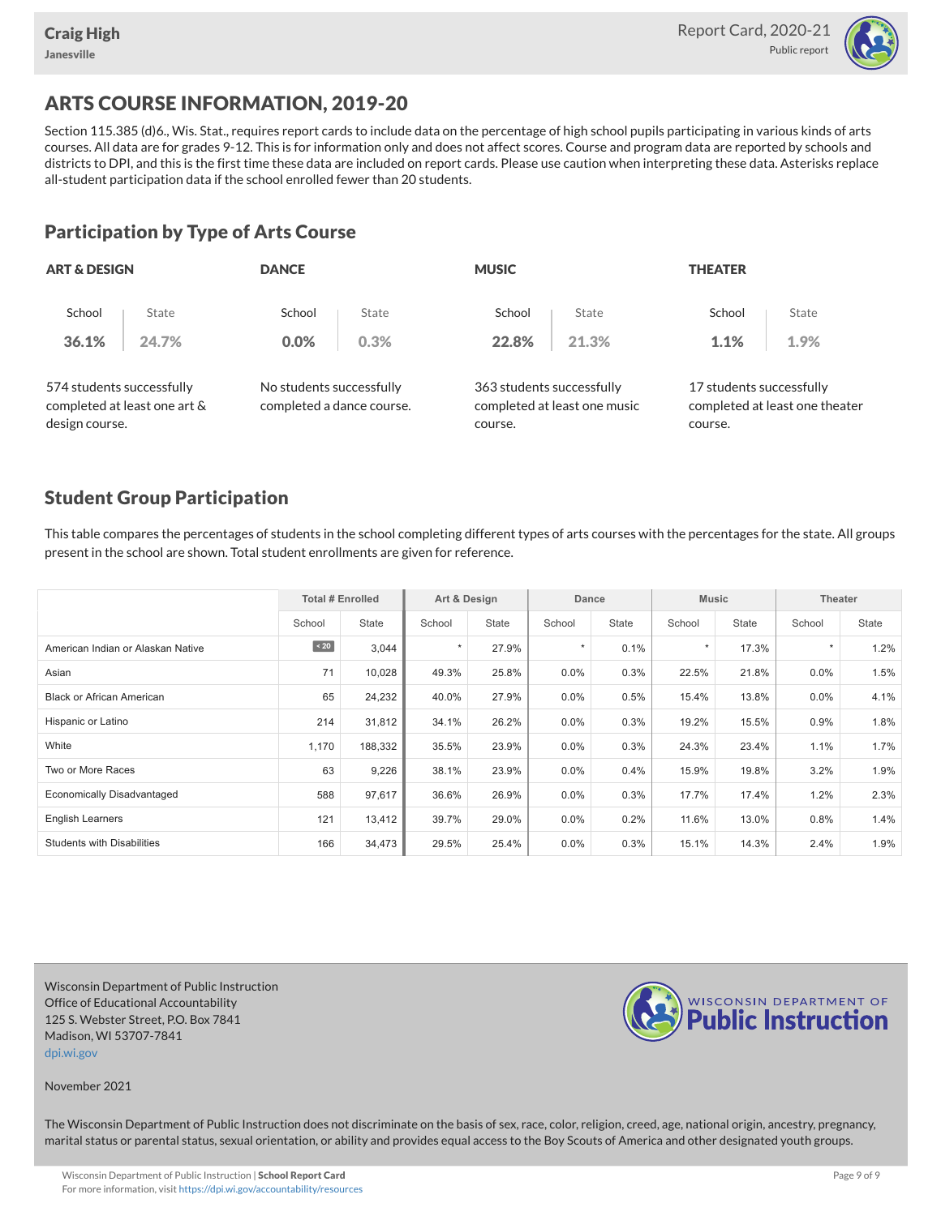Craig High
Janesville

Report Card, 2020-21
Public report

## ARTS COURSE INFORMATION, 2019-20

Section 115.385 (d)6., Wis. Stat., requires report cards to include data on the percentage of high school pupils participating in various kinds of arts courses. All data are for grades 9-12. This is for information only and does not affect scores. Course and program data are reported by schools and districts to DPI, and this is the first time these data are included on report cards. Please use caution when interpreting these data. Asterisks replace all-student participation data if the school enrolled fewer than 20 students.

### Participation by Type of Arts Course

**ART & DESIGN**

| School | State |
|---|---|
| **36.1%** | 24.7% |

574 students successfully completed at least one art & design course.

**DANCE**

| School | State |
|---|---|
| **0.0%** | 0.3% |

No students successfully completed a dance course.

**MUSIC**

| School | State |
|---|---|
| **22.8%** | 21.3% |

363 students successfully completed at least one music course.

**THEATER**

| School | State |
|---|---|
| **1.1%** | 1.9% |

17 students successfully completed at least one theater course.

### Student Group Participation

This table compares the percentages of students in the school completing different types of arts courses with the percentages for the state. All groups present in the school are shown. Total student enrollments are given for reference.

| | Total # Enrolled | | Art & Design | | Dance | | Music | | Theater | |
|---|---|---|---|---|---|---|---|---|---|---|
| | School | State | School | State | School | State | School | State | School | State |
| American Indian or Alaskan Native | < 20 | 3,044 | * | 27.9% | * | 0.1% | * | 17.3% | * | 1.2% |
| Asian | 71 | 10,028 | 49.3% | 25.8% | 0.0% | 0.3% | 22.5% | 21.8% | 0.0% | 1.5% |
| Black or African American | 65 | 24,232 | 40.0% | 27.9% | 0.0% | 0.5% | 15.4% | 13.8% | 0.0% | 4.1% |
| Hispanic or Latino | 214 | 31,812 | 34.1% | 26.2% | 0.0% | 0.3% | 19.2% | 15.5% | 0.9% | 1.8% |
| White | 1,170 | 188,332 | 35.5% | 23.9% | 0.0% | 0.3% | 24.3% | 23.4% | 1.1% | 1.7% |
| Two or More Races | 63 | 9,226 | 38.1% | 23.9% | 0.0% | 0.4% | 15.9% | 19.8% | 3.2% | 1.9% |
| Economically Disadvantaged | 588 | 97,617 | 36.6% | 26.9% | 0.0% | 0.3% | 17.7% | 17.4% | 1.2% | 2.3% |
| English Learners | 121 | 13,412 | 39.7% | 29.0% | 0.0% | 0.2% | 11.6% | 13.0% | 0.8% | 1.4% |
| Students with Disabilities | 166 | 34,473 | 29.5% | 25.4% | 0.0% | 0.3% | 15.1% | 14.3% | 2.4% | 1.9% |

Wisconsin Department of Public Instruction
Office of Educational Accountability
125 S. Webster Street, P.O. Box 7841
Madison, WI 53707-7841
dpi.wi.gov

WISCONSIN DEPARTMENT OF Public Instruction

November 2021

The Wisconsin Department of Public Instruction does not discriminate on the basis of sex, race, color, religion, creed, age, national origin, ancestry, pregnancy, marital status or parental status, sexual orientation, or ability and provides equal access to the Boy Scouts of America and other designated youth groups.